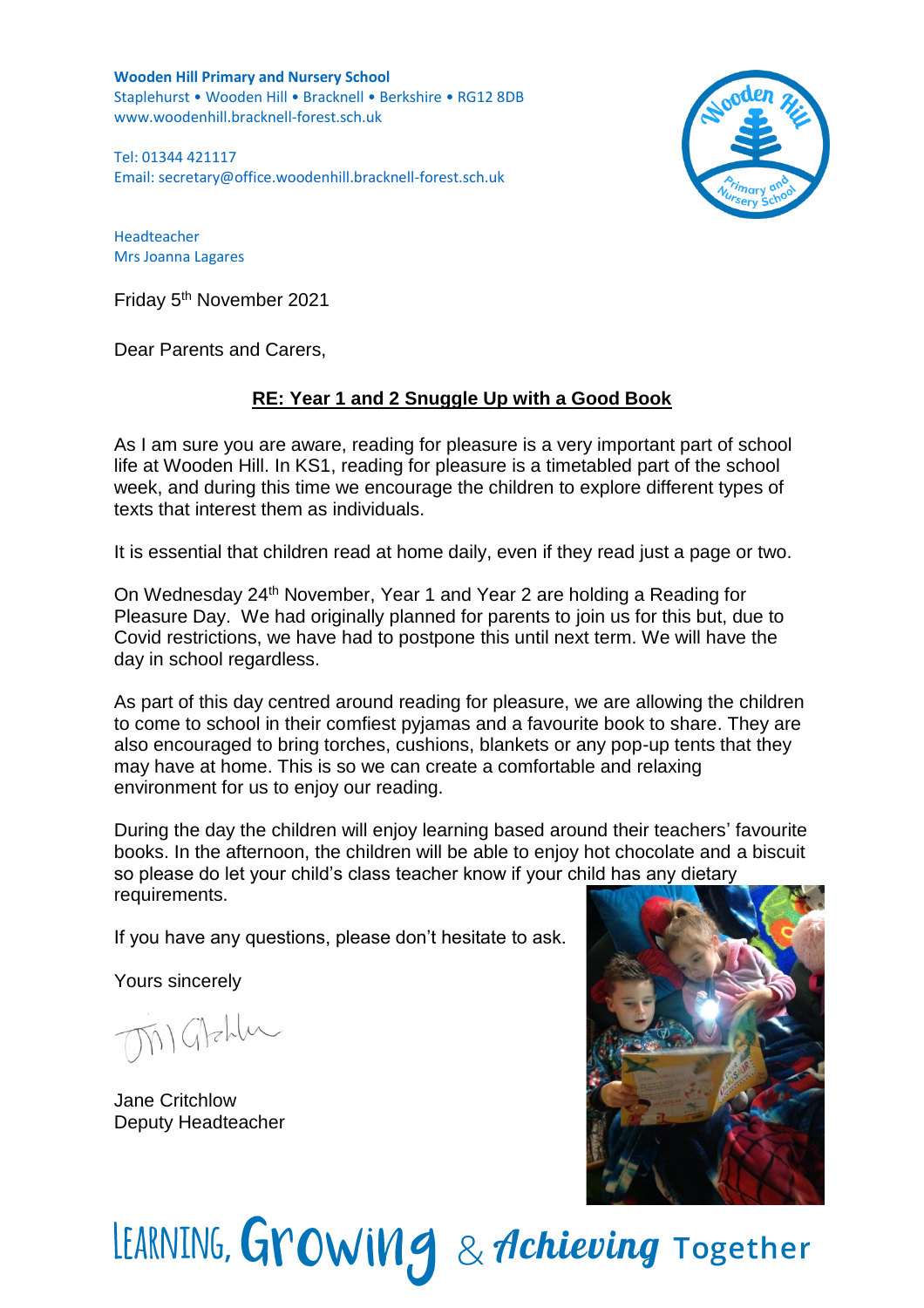**Wooden Hill Primary and Nursery School**
Staplehurst • Wooden Hill • Bracknell • Berkshire • RG12 8DB
www.woodenhill.bracknell-forest.sch.uk

Tel: 01344 421117
Email: secretary@office.woodenhill.bracknell-forest.sch.uk

Headteacher
Mrs Joanna Lagares

Friday 5th November 2021

Dear Parents and Carers,

**RE: Year 1 and 2 Snuggle Up with a Good Book**

As I am sure you are aware, reading for pleasure is a very important part of school life at Wooden Hill. In KS1, reading for pleasure is a timetabled part of the school week, and during this time we encourage the children to explore different types of texts that interest them as individuals.

It is essential that children read at home daily, even if they read just a page or two.

On Wednesday 24th November, Year 1 and Year 2 are holding a Reading for Pleasure Day. We had originally planned for parents to join us for this but, due to Covid restrictions, we have had to postpone this until next term. We will have the day in school regardless.

As part of this day centred around reading for pleasure, we are allowing the children to come to school in their comfiest pyjamas and a favourite book to share. They are also encouraged to bring torches, cushions, blankets or any pop-up tents that they may have at home. This is so we can create a comfortable and relaxing environment for us to enjoy our reading.

During the day the children will enjoy learning based around their teachers' favourite books. In the afternoon, the children will be able to enjoy hot chocolate and a biscuit so please do let your child's class teacher know if your child has any dietary requirements.

If you have any questions, please don't hesitate to ask.

Yours sincerely

Jane Critchlow
Deputy Headteacher

LEARNING, Growing & Achieving Together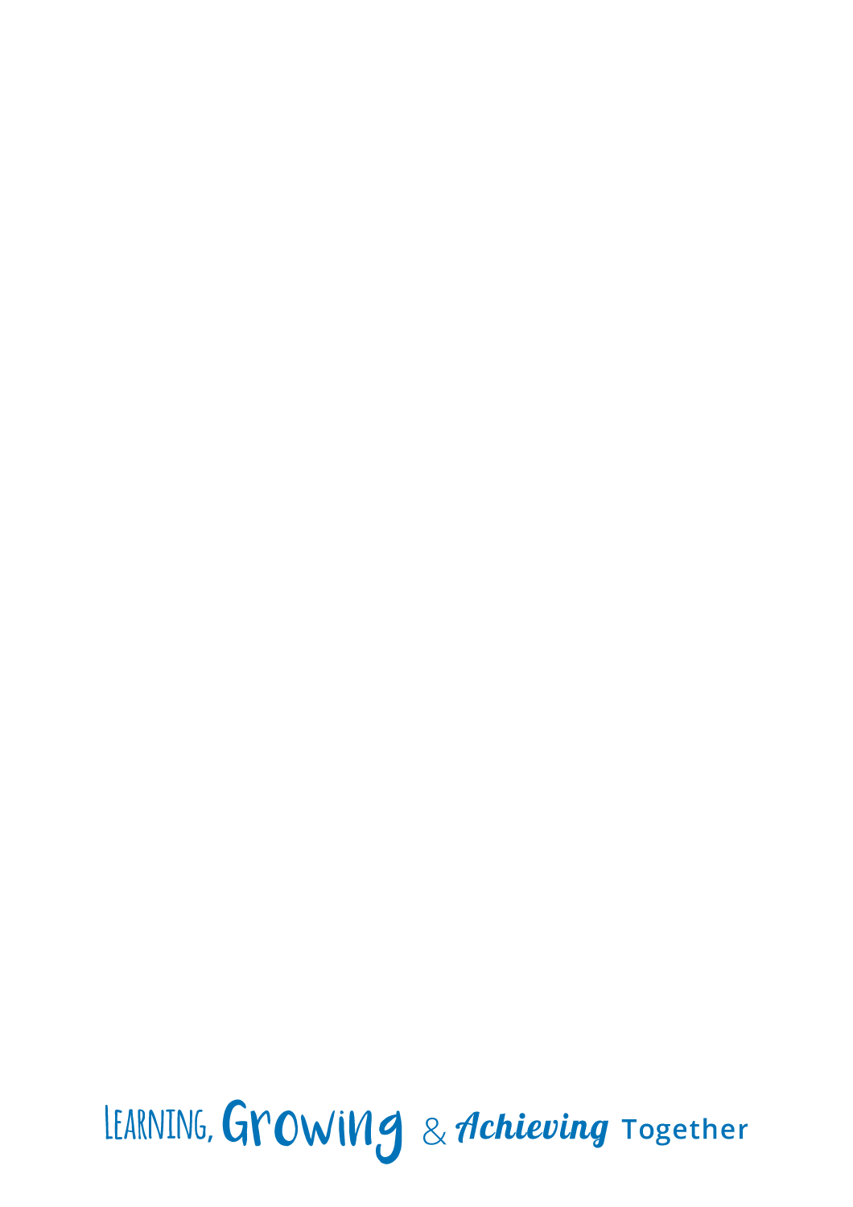Learning, Growing & Achieving Together